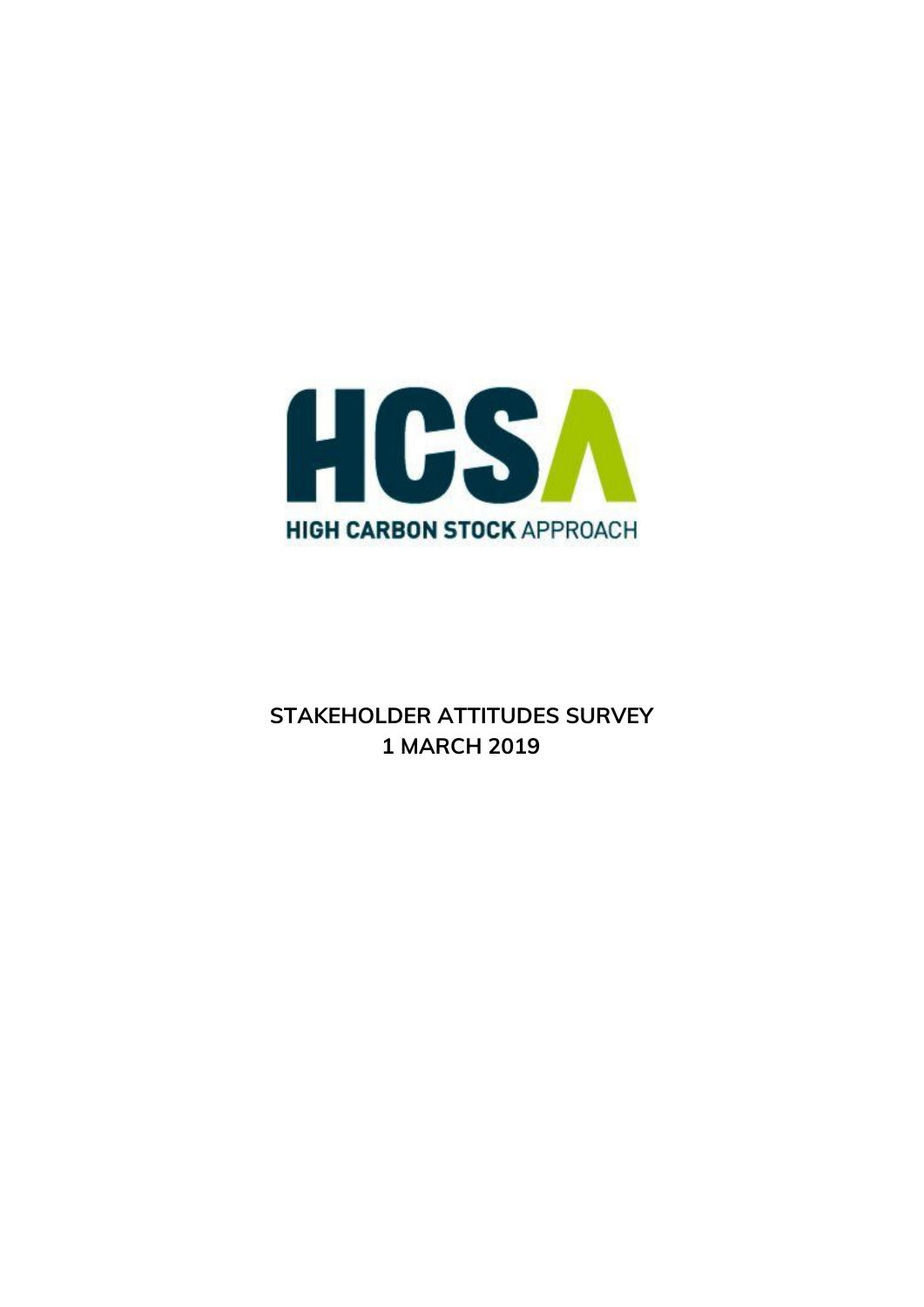HCSA

HIGH CARBON STOCK APPROACH

**STAKEHOLDER ATTITUDES SURVEY**
**1 MARCH 2019**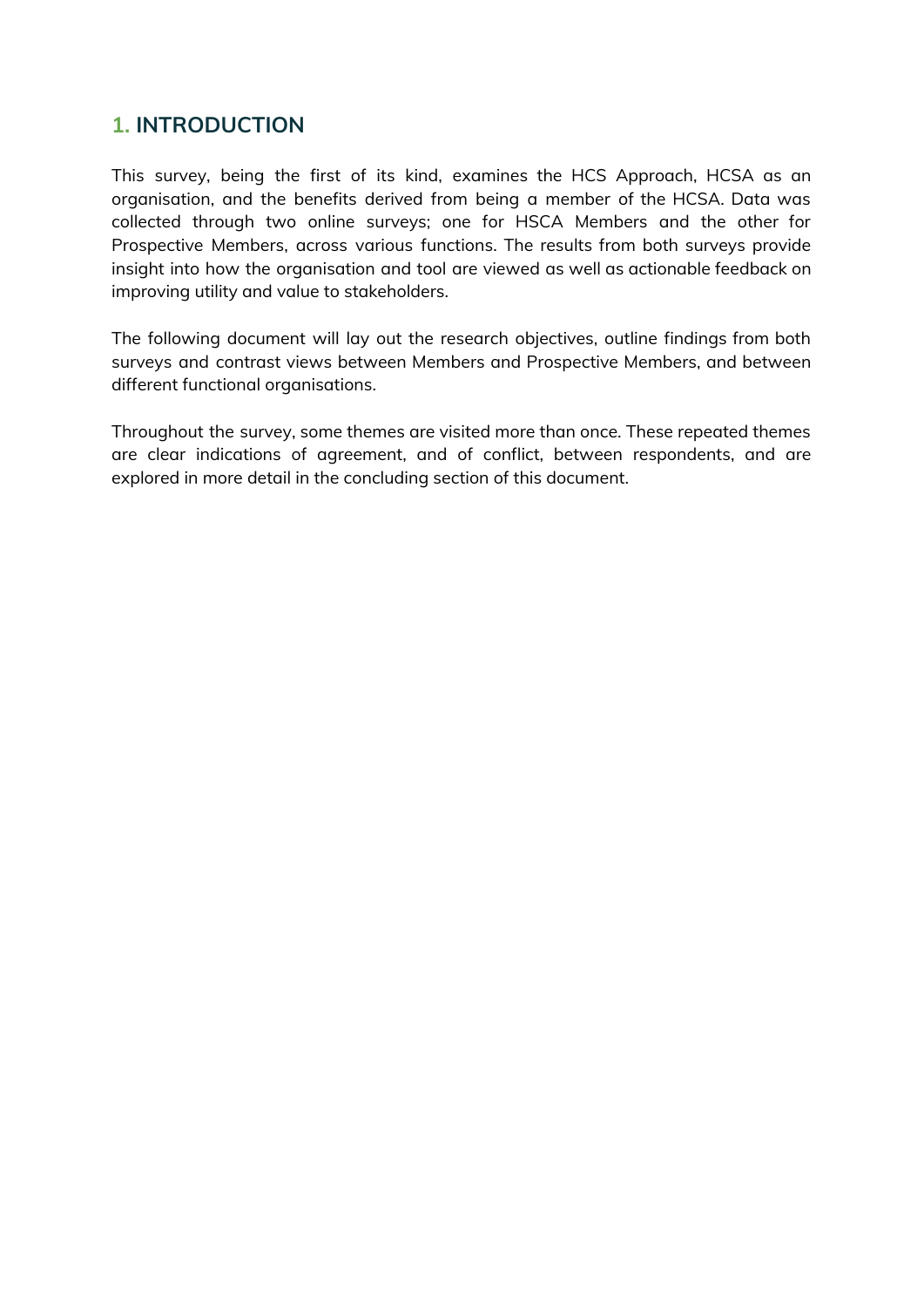## 1. INTRODUCTION

This survey, being the first of its kind, examines the HCS Approach, HCSA as an organisation, and the benefits derived from being a member of the HCSA. Data was collected through two online surveys; one for HSCA Members and the other for Prospective Members, across various functions. The results from both surveys provide insight into how the organisation and tool are viewed as well as actionable feedback on improving utility and value to stakeholders.

The following document will lay out the research objectives, outline findings from both surveys and contrast views between Members and Prospective Members, and between different functional organisations.

Throughout the survey, some themes are visited more than once. These repeated themes are clear indications of agreement, and of conflict, between respondents, and are explored in more detail in the concluding section of this document.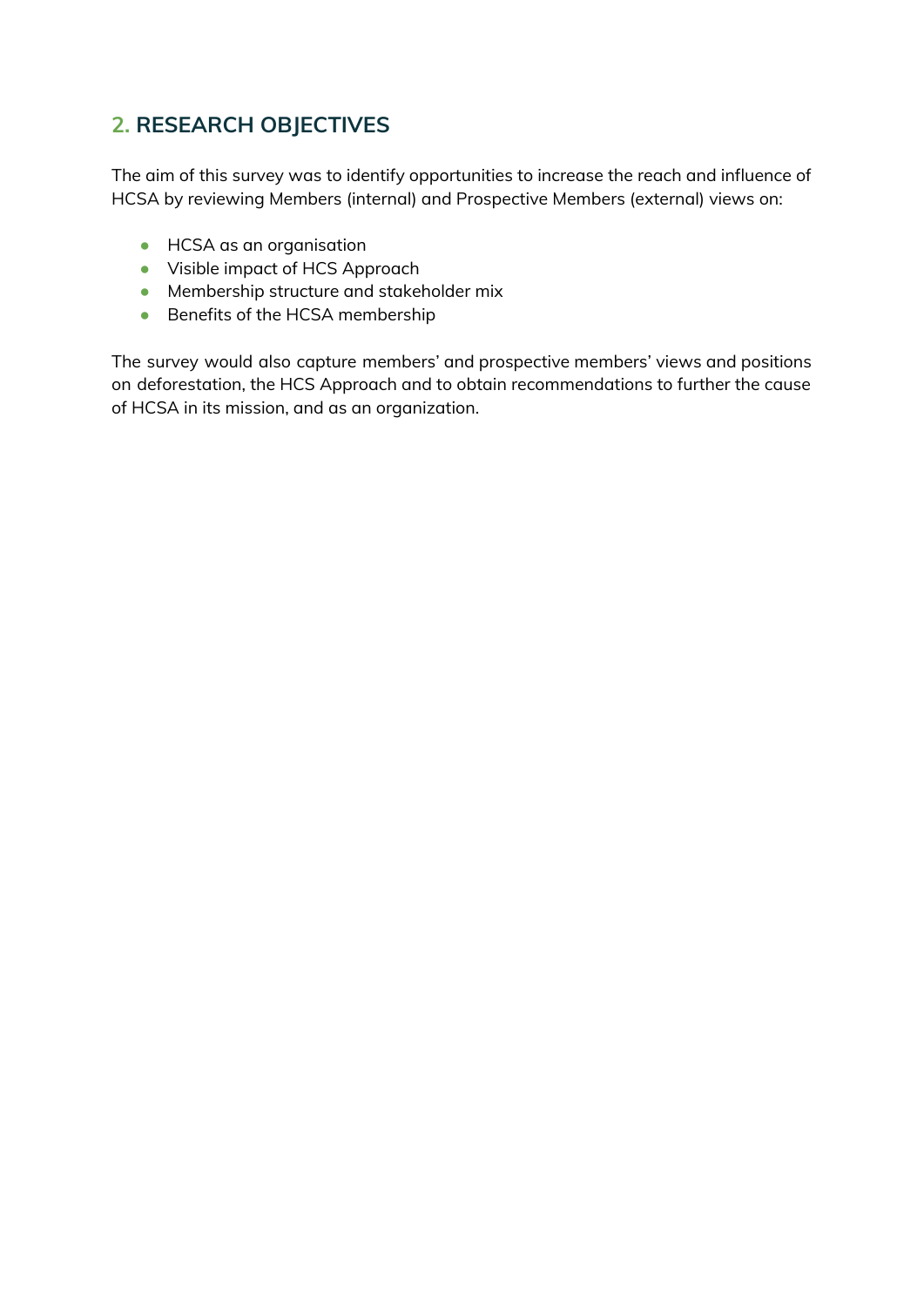## 2. RESEARCH OBJECTIVES

The aim of this survey was to identify opportunities to increase the reach and influence of HCSA by reviewing Members (internal) and Prospective Members (external) views on:

- HCSA as an organisation
- Visible impact of HCS Approach
- Membership structure and stakeholder mix
- Benefits of the HCSA membership

The survey would also capture members' and prospective members' views and positions on deforestation, the HCS Approach and to obtain recommendations to further the cause of HCSA in its mission, and as an organization.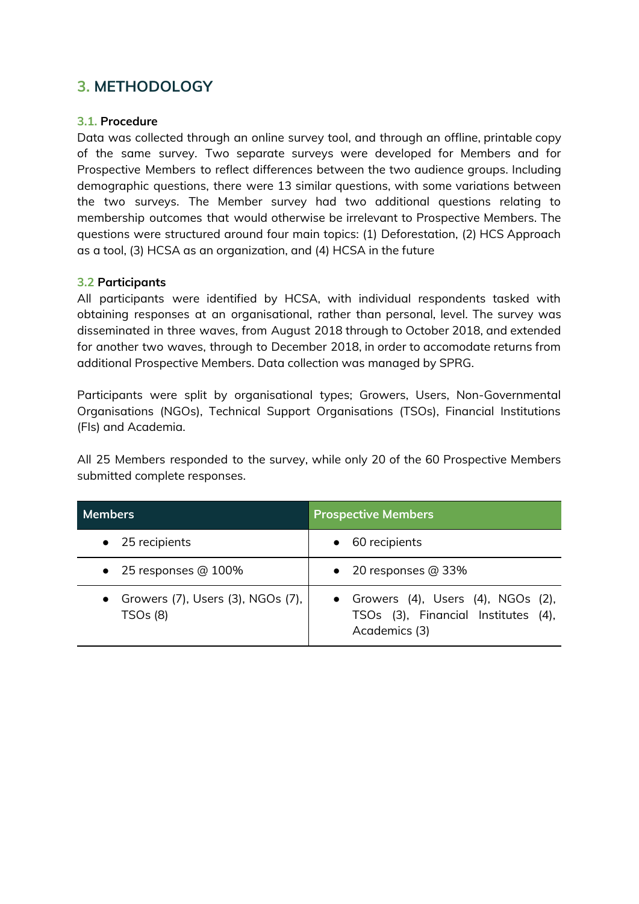## 3. METHODOLOGY

### 3.1. Procedure

Data was collected through an online survey tool, and through an offline, printable copy of the same survey. Two separate surveys were developed for Members and for Prospective Members to reflect differences between the two audience groups. Including demographic questions, there were 13 similar questions, with some variations between the two surveys. The Member survey had two additional questions relating to membership outcomes that would otherwise be irrelevant to Prospective Members. The questions were structured around four main topics: (1) Deforestation, (2) HCS Approach as a tool, (3) HCSA as an organization, and (4) HCSA in the future

### 3.2 Participants

All participants were identified by HCSA, with individual respondents tasked with obtaining responses at an organisational, rather than personal, level. The survey was disseminated in three waves, from August 2018 through to October 2018, and extended for another two waves, through to December 2018, in order to accomodate returns from additional Prospective Members. Data collection was managed by SPRG.

Participants were split by organisational types; Growers, Users, Non-Governmental Organisations (NGOs), Technical Support Organisations (TSOs), Financial Institutions (FIs) and Academia.

All 25 Members responded to the survey, while only 20 of the 60 Prospective Members submitted complete responses.

| Members | Prospective Members |
|---|---|
| • 25 recipients | • 60 recipients |
| • 25 responses @ 100% | • 20 responses @ 33% |
| • Growers (7), Users (3), NGOs (7), TSOs (8) | • Growers (4), Users (4), NGOs (2), TSOs (3), Financial Institutes (4), Academics (3) |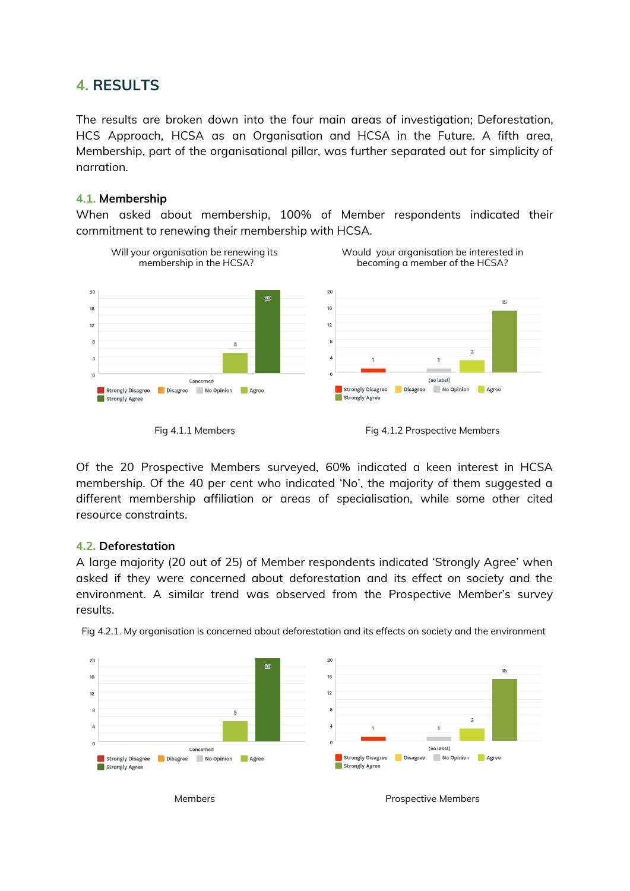# 4. RESULTS

The results are broken down into the four main areas of investigation; Deforestation, HCS Approach, HCSA as an Organisation and HCSA in the Future. A fifth area, Membership, part of the organisational pillar, was further separated out for simplicity of narration.

## 4.1. Membership

When asked about membership, 100% of Member respondents indicated their commitment to renewing their membership with HCSA.

Will your organisation be renewing its membership in the HCSA?

Would your organisation be interested in becoming a member of the HCSA?

Fig 4.1.1 Members

Fig 4.1.2 Prospective Members

Of the 20 Prospective Members surveyed, 60% indicated a keen interest in HCSA membership. Of the 40 per cent who indicated 'No', the majority of them suggested a different membership affiliation or areas of specialisation, while some other cited resource constraints.

## 4.2. Deforestation

A large majority (20 out of 25) of Member respondents indicated 'Strongly Agree' when asked if they were concerned about deforestation and its effect on society and the environment. A similar trend was observed from the Prospective Member's survey results.

Fig 4.2.1. My organisation is concerned about deforestation and its effects on society and the environment

Members

Prospective Members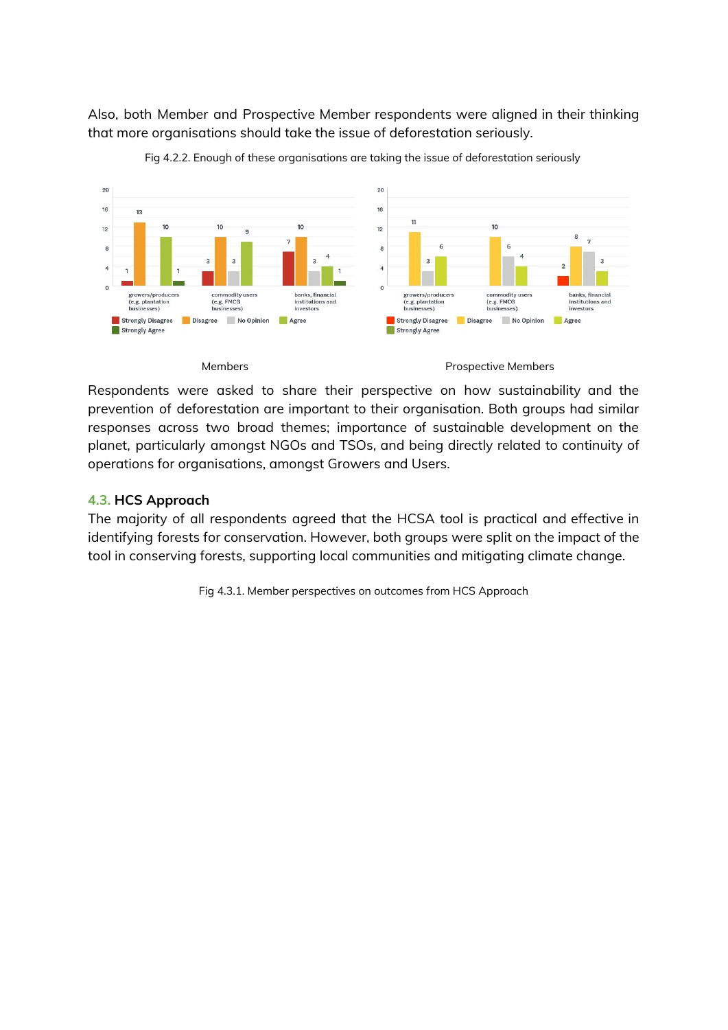Also, both Member and Prospective Member respondents were aligned in their thinking that more organisations should take the issue of deforestation seriously.

Fig 4.2.2. Enough of these organisations are taking the issue of deforestation seriously

Members

Prospective Members

Respondents were asked to share their perspective on how sustainability and the prevention of deforestation are important to their organisation. Both groups had similar responses across two broad themes; importance of sustainable development on the planet, particularly amongst NGOs and TSOs, and being directly related to continuity of operations for organisations, amongst Growers and Users.

## 4.3. HCS Approach

The majority of all respondents agreed that the HCSA tool is practical and effective in identifying forests for conservation. However, both groups were split on the impact of the tool in conserving forests, supporting local communities and mitigating climate change.

Fig 4.3.1. Member perspectives on outcomes from HCS Approach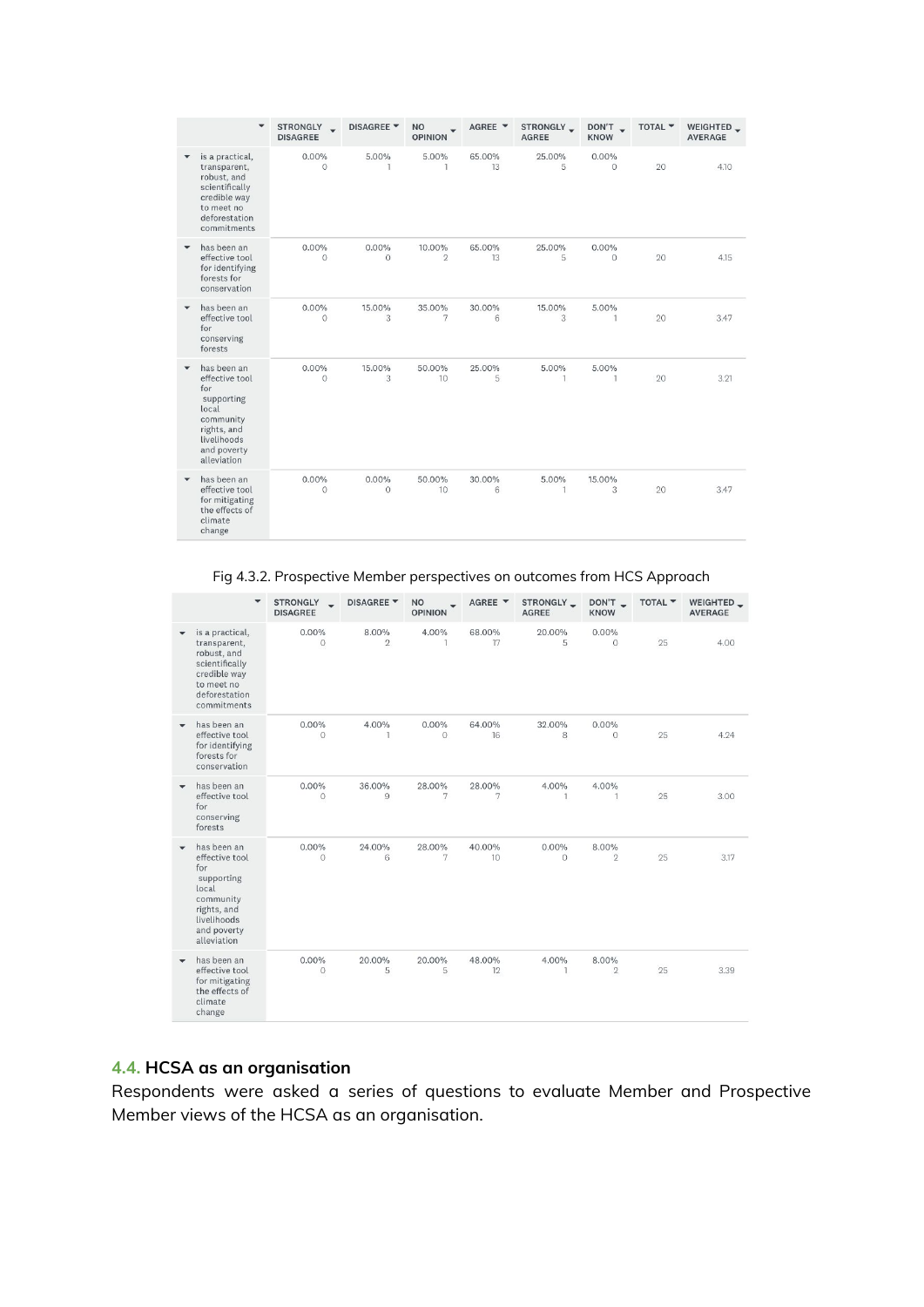| | STRONGLY DISAGREE | DISAGREE | NO OPINION | AGREE | STRONGLY AGREE | DON'T KNOW | TOTAL | WEIGHTED AVERAGE |
|---|---|---|---|---|---|---|---|---|
| is a practical, transparent, robust, and scientifically credible way to meet no deforestation commitments | 0.00%<br>0 | 5.00%<br>1 | 5.00%<br>1 | 65.00%<br>13 | 25.00%<br>5 | 0.00%<br>0 | 20 | 4.10 |
| has been an effective tool for identifying forests for conservation | 0.00%<br>0 | 0.00%<br>0 | 10.00%<br>2 | 65.00%<br>13 | 25.00%<br>5 | 0.00%<br>0 | 20 | 4.15 |
| has been an effective tool for conserving forests | 0.00%<br>0 | 15.00%<br>3 | 35.00%<br>7 | 30.00%<br>6 | 15.00%<br>3 | 5.00%<br>1 | 20 | 3.47 |
| has been an effective tool for supporting local community rights, and livelihoods and poverty alleviation | 0.00%<br>0 | 15.00%<br>3 | 50.00%<br>10 | 25.00%<br>5 | 5.00%<br>1 | 5.00%<br>1 | 20 | 3.21 |
| has been an effective tool for mitigating the effects of climate change | 0.00%<br>0 | 0.00%<br>0 | 50.00%<br>10 | 30.00%<br>6 | 5.00%<br>1 | 15.00%<br>3 | 20 | 3.47 |

Fig 4.3.2. Prospective Member perspectives on outcomes from HCS Approach

| | STRONGLY DISAGREE | DISAGREE | NO OPINION | AGREE | STRONGLY AGREE | DON'T KNOW | TOTAL | WEIGHTED AVERAGE |
|---|---|---|---|---|---|---|---|---|
| is a practical, transparent, robust, and scientifically credible way to meet no deforestation commitments | 0.00%<br>0 | 8.00%<br>2 | 4.00%<br>1 | 68.00%<br>17 | 20.00%<br>5 | 0.00%<br>0 | 25 | 4.00 |
| has been an effective tool for identifying forests for conservation | 0.00%<br>0 | 4.00%<br>1 | 0.00%<br>0 | 64.00%<br>16 | 32.00%<br>8 | 0.00%<br>0 | 25 | 4.24 |
| has been an effective tool for conserving forests | 0.00%<br>0 | 36.00%<br>9 | 28.00%<br>7 | 28.00%<br>7 | 4.00%<br>1 | 4.00%<br>1 | 25 | 3.00 |
| has been an effective tool for supporting local community rights, and livelihoods and poverty alleviation | 0.00%<br>0 | 24.00%<br>6 | 28.00%<br>7 | 40.00%<br>10 | 0.00%<br>0 | 8.00%<br>2 | 25 | 3.17 |
| has been an effective tool for mitigating the effects of climate change | 0.00%<br>0 | 20.00%<br>5 | 20.00%<br>5 | 48.00%<br>12 | 4.00%<br>1 | 8.00%<br>2 | 25 | 3.39 |

## 4.4. HCSA as an organisation

Respondents were asked a series of questions to evaluate Member and Prospective Member views of the HCSA as an organisation.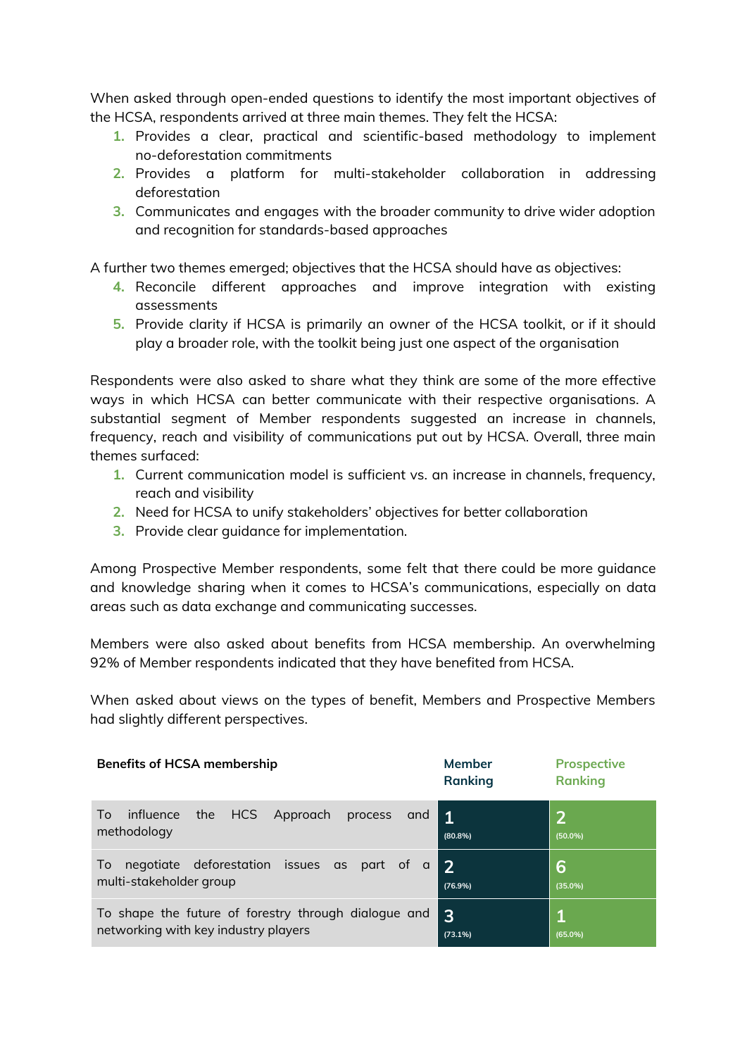When asked through open-ended questions to identify the most important objectives of the HCSA, respondents arrived at three main themes. They felt the HCSA:

1. Provides a clear, practical and scientific-based methodology to implement no-deforestation commitments
2. Provides a platform for multi-stakeholder collaboration in addressing deforestation
3. Communicates and engages with the broader community to drive wider adoption and recognition for standards-based approaches

A further two themes emerged; objectives that the HCSA should have as objectives:

4. Reconcile different approaches and improve integration with existing assessments
5. Provide clarity if HCSA is primarily an owner of the HCSA toolkit, or if it should play a broader role, with the toolkit being just one aspect of the organisation

Respondents were also asked to share what they think are some of the more effective ways in which HCSA can better communicate with their respective organisations. A substantial segment of Member respondents suggested an increase in channels, frequency, reach and visibility of communications put out by HCSA. Overall, three main themes surfaced:

1. Current communication model is sufficient vs. an increase in channels, frequency, reach and visibility
2. Need for HCSA to unify stakeholders' objectives for better collaboration
3. Provide clear guidance for implementation.

Among Prospective Member respondents, some felt that there could be more guidance and knowledge sharing when it comes to HCSA's communications, especially on data areas such as data exchange and communicating successes.

Members were also asked about benefits from HCSA membership. An overwhelming 92% of Member respondents indicated that they have benefited from HCSA.

When asked about views on the types of benefit, Members and Prospective Members had slightly different perspectives.

| Benefits of HCSA membership | Member Ranking | Prospective Ranking |
|---|---|---|
| To influence the HCS Approach process and methodology | 1 (80.8%) | 2 (50.0%) |
| To negotiate deforestation issues as part of a multi-stakeholder group | 2 (76.9%) | 6 (35.0%) |
| To shape the future of forestry through dialogue and networking with key industry players | 3 (73.1%) | 1 (65.0%) |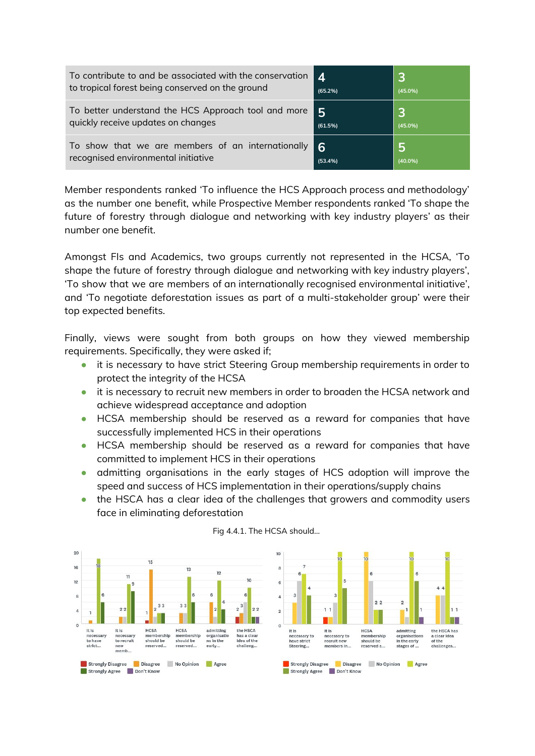| | | |
|---|---|---|
| To contribute to and be associated with the conservation to tropical forest being conserved on the ground | 4 (65.2%) | 3 (45.0%) |
| To better understand the HCS Approach tool and more quickly receive updates on changes | 5 (61.5%) | 3 (45.0%) |
| To show that we are members of an internationally recognised environmental initiative | 6 (53.4%) | 5 (40.0%) |

Member respondents ranked 'To influence the HCS Approach process and methodology' as the number one benefit, while Prospective Member respondents ranked 'To shape the future of forestry through dialogue and networking with key industry players' as their number one benefit.

Amongst FIs and Academics, two groups currently not represented in the HCSA, 'To shape the future of forestry through dialogue and networking with key industry players', 'To show that we are members of an internationally recognised environmental initiative', and 'To negotiate deforestation issues as part of a multi-stakeholder group' were their top expected benefits.

Finally, views were sought from both groups on how they viewed membership requirements. Specifically, they were asked if;

- it is necessary to have strict Steering Group membership requirements in order to protect the integrity of the HCSA
- it is necessary to recruit new members in order to broaden the HCSA network and achieve widespread acceptance and adoption
- HCSA membership should be reserved as a reward for companies that have successfully implemented HCS in their operations
- HCSA membership should be reserved as a reward for companies that have committed to implement HCS in their operations
- admitting organisations in the early stages of HCS adoption will improve the speed and success of HCS implementation in their operations/supply chains
- the HSCA has a clear idea of the challenges that growers and commodity users face in eliminating deforestation

Fig 4.4.1. The HCSA should...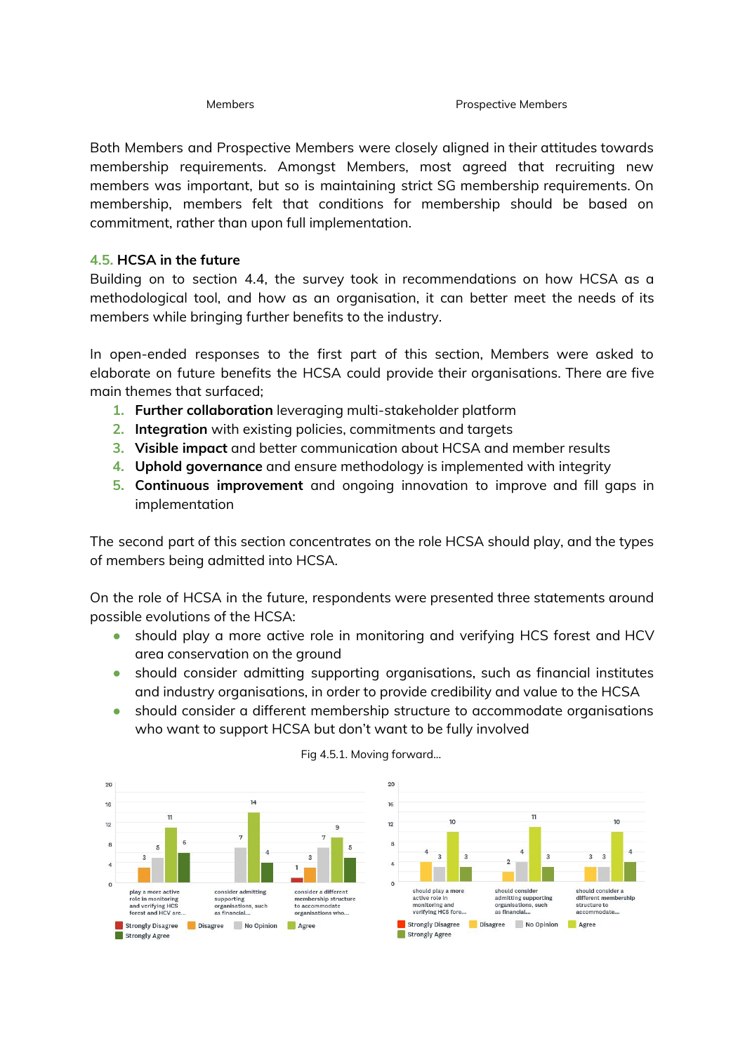Members Prospective Members

Both Members and Prospective Members were closely aligned in their attitudes towards membership requirements. Amongst Members, most agreed that recruiting new members was important, but so is maintaining strict SG membership requirements. On membership, members felt that conditions for membership should be based on commitment, rather than upon full implementation.

### 4.5. HCSA in the future

Building on to section 4.4, the survey took in recommendations on how HCSA as a methodological tool, and how as an organisation, it can better meet the needs of its members while bringing further benefits to the industry.

In open-ended responses to the first part of this section, Members were asked to elaborate on future benefits the HCSA could provide their organisations. There are five main themes that surfaced;

1. **Further collaboration** leveraging multi-stakeholder platform
2. **Integration** with existing policies, commitments and targets
3. **Visible impact** and better communication about HCSA and member results
4. **Uphold governance** and ensure methodology is implemented with integrity
5. **Continuous improvement** and ongoing innovation to improve and fill gaps in implementation

The second part of this section concentrates on the role HCSA should play, and the types of members being admitted into HCSA.

On the role of HCSA in the future, respondents were presented three statements around possible evolutions of the HCSA:

- should play a more active role in monitoring and verifying HCS forest and HCV area conservation on the ground
- should consider admitting supporting organisations, such as financial institutes and industry organisations, in order to provide credibility and value to the HCSA
- should consider a different membership structure to accommodate organisations who want to support HCSA but don't want to be fully involved

Fig 4.5.1. Moving forward...

Members:

| | Strongly Disagree | Disagree | No Opinion | Agree | Strongly Agree |
|---|---|---|---|---|---|
| play a more active role in monitoring and verifying HCS forest and HCV are... | | 3 | 5 | 11 | 6 |
| consider admitting supporting organisations, such as financial... | | | 7 | 14 | 4 |
| consider a different membership structure to accommodate organisations who... | 1 | 3 | 7 | 9 | 5 |

Prospective Members:

| | Strongly Disagree | Disagree | No Opinion | Agree | Strongly Agree |
|---|---|---|---|---|---|
| should play a more active role in monitoring and verifying HCS fore... | | 4 | 3 | 10 | 3 |
| should consider admitting supporting organisations, such as financial... | | 2 | 4 | 11 | 3 |
| should consider a different membership structure to accommodate... | | 3 | 3 | 10 | 4 |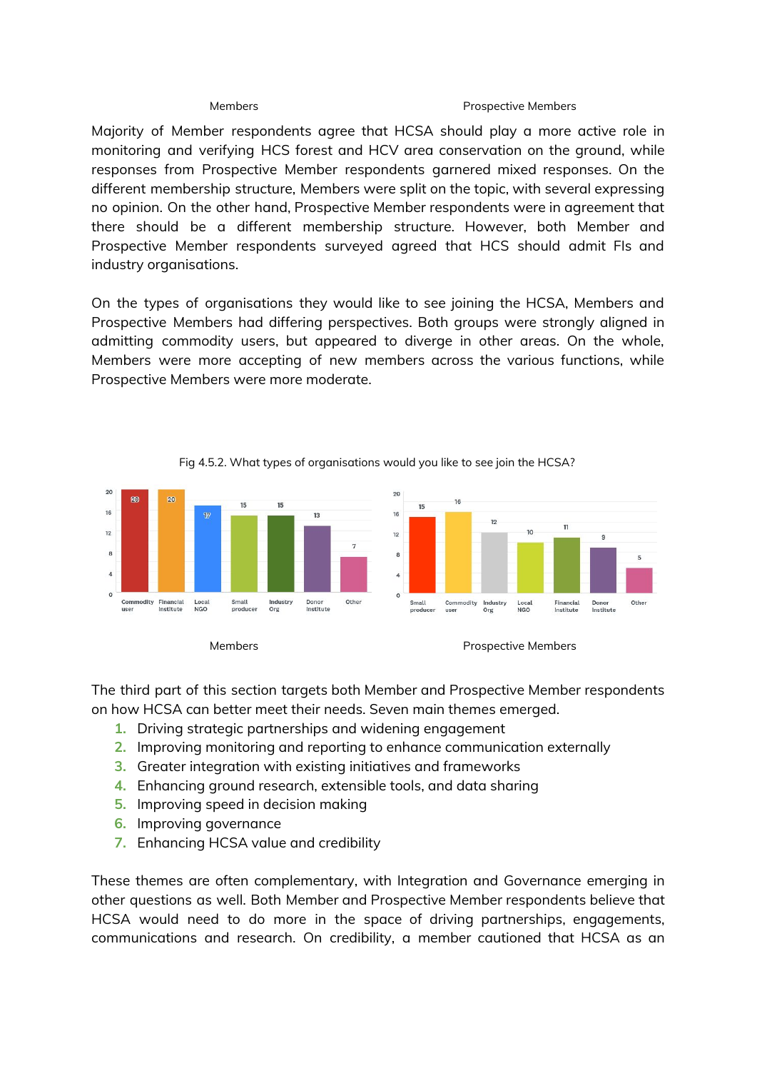Members Prospective Members

Majority of Member respondents agree that HCSA should play a more active role in monitoring and verifying HCS forest and HCV area conservation on the ground, while responses from Prospective Member respondents garnered mixed responses. On the different membership structure, Members were split on the topic, with several expressing no opinion. On the other hand, Prospective Member respondents were in agreement that there should be a different membership structure. However, both Member and Prospective Member respondents surveyed agreed that HCS should admit FIs and industry organisations.

On the types of organisations they would like to see joining the HCSA, Members and Prospective Members had differing perspectives. Both groups were strongly aligned in admitting commodity users, but appeared to diverge in other areas. On the whole, Members were more accepting of new members across the various functions, while Prospective Members were more moderate.

Fig 4.5.2. What types of organisations would you like to see join the HCSA?

| Members | |
|---|---|
| Commodity user | 20 |
| Financial Institute | 20 |
| Local NGO | 17 |
| Small producer | 15 |
| Industry Org | 15 |
| Donor Institute | 13 |
| Other | 7 |

| Prospective Members | |
|---|---|
| Small producer | 15 |
| Commodity user | 16 |
| Industry Org | 12 |
| Local NGO | 10 |
| Financial Institute | 11 |
| Donor Institute | 9 |
| Other | 5 |

Members Prospective Members

The third part of this section targets both Member and Prospective Member respondents on how HCSA can better meet their needs. Seven main themes emerged.

1. Driving strategic partnerships and widening engagement
2. Improving monitoring and reporting to enhance communication externally
3. Greater integration with existing initiatives and frameworks
4. Enhancing ground research, extensible tools, and data sharing
5. Improving speed in decision making
6. Improving governance
7. Enhancing HCSA value and credibility

These themes are often complementary, with Integration and Governance emerging in other questions as well. Both Member and Prospective Member respondents believe that HCSA would need to do more in the space of driving partnerships, engagements, communications and research. On credibility, a member cautioned that HCSA as an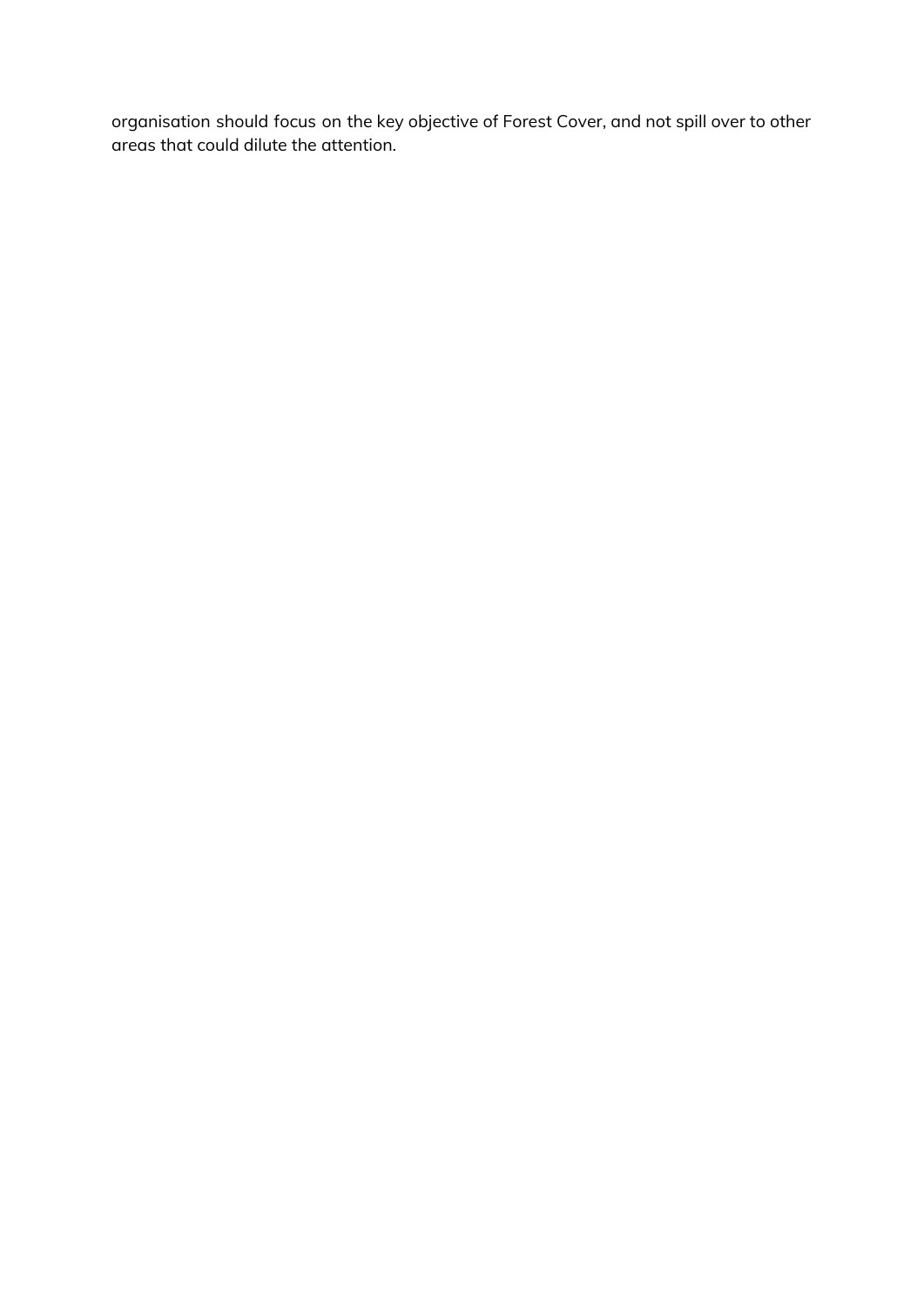organisation should focus on the key objective of Forest Cover, and not spill over to other areas that could dilute the attention.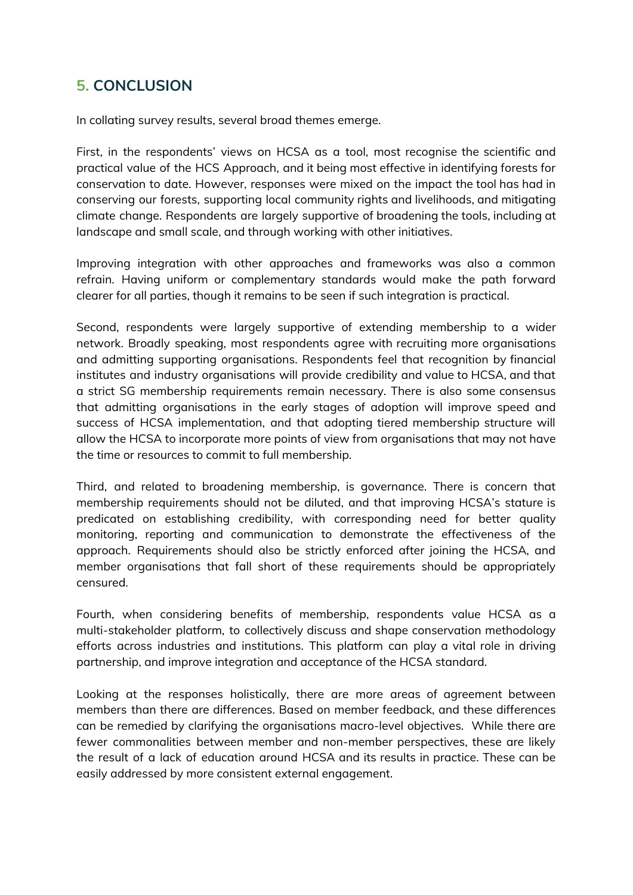## 5. CONCLUSION

In collating survey results, several broad themes emerge.

First, in the respondents' views on HCSA as a tool, most recognise the scientific and practical value of the HCS Approach, and it being most effective in identifying forests for conservation to date. However, responses were mixed on the impact the tool has had in conserving our forests, supporting local community rights and livelihoods, and mitigating climate change. Respondents are largely supportive of broadening the tools, including at landscape and small scale, and through working with other initiatives.

Improving integration with other approaches and frameworks was also a common refrain. Having uniform or complementary standards would make the path forward clearer for all parties, though it remains to be seen if such integration is practical.

Second, respondents were largely supportive of extending membership to a wider network. Broadly speaking, most respondents agree with recruiting more organisations and admitting supporting organisations. Respondents feel that recognition by financial institutes and industry organisations will provide credibility and value to HCSA, and that a strict SG membership requirements remain necessary. There is also some consensus that admitting organisations in the early stages of adoption will improve speed and success of HCSA implementation, and that adopting tiered membership structure will allow the HCSA to incorporate more points of view from organisations that may not have the time or resources to commit to full membership.

Third, and related to broadening membership, is governance. There is concern that membership requirements should not be diluted, and that improving HCSA's stature is predicated on establishing credibility, with corresponding need for better quality monitoring, reporting and communication to demonstrate the effectiveness of the approach. Requirements should also be strictly enforced after joining the HCSA, and member organisations that fall short of these requirements should be appropriately censured.

Fourth, when considering benefits of membership, respondents value HCSA as a multi-stakeholder platform, to collectively discuss and shape conservation methodology efforts across industries and institutions. This platform can play a vital role in driving partnership, and improve integration and acceptance of the HCSA standard.

Looking at the responses holistically, there are more areas of agreement between members than there are differences. Based on member feedback, and these differences can be remedied by clarifying the organisations macro-level objectives. While there are fewer commonalities between member and non-member perspectives, these are likely the result of a lack of education around HCSA and its results in practice. These can be easily addressed by more consistent external engagement.